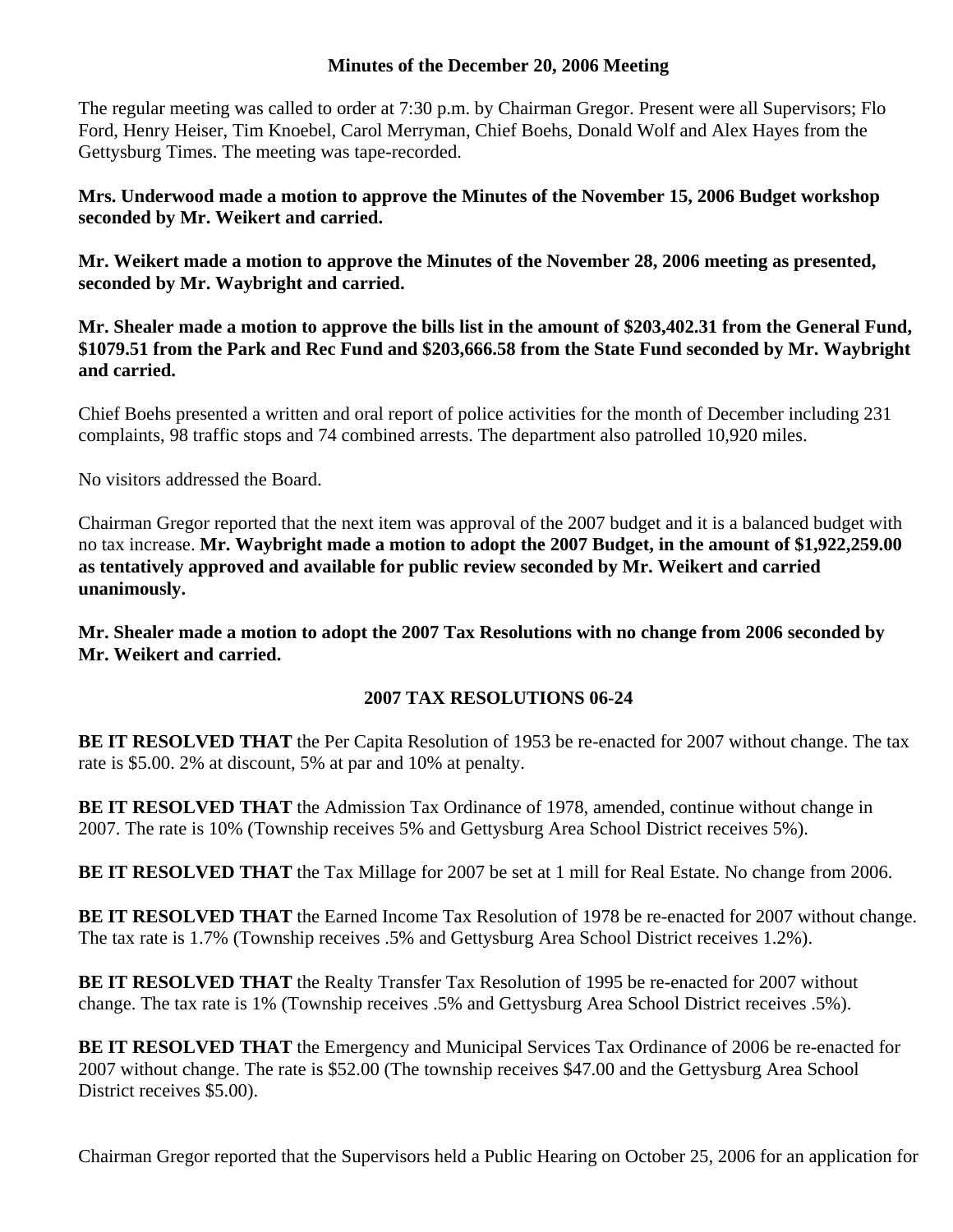**Minutes of the December 20, 2006 Meeting**

The regular meeting was called to order at 7:30 p.m. by Chairman Gregor. Present were all Supervisors; Flo Ford, Henry Heiser, Tim Knoebel, Carol Merryman, Chief Boehs, Donald Wolf and Alex Hayes from the Gettysburg Times. The meeting was tape-recorded.

**Mrs. Underwood made a motion to approve the Minutes of the November 15, 2006 Budget workshop seconded by Mr. Weikert and carried.**

**Mr. Weikert made a motion to approve the Minutes of the November 28, 2006 meeting as presented, seconded by Mr. Waybright and carried.**

**Mr. Shealer made a motion to approve the bills list in the amount of $203,402.31 from the General Fund, $1079.51 from the Park and Rec Fund and $203,666.58 from the State Fund seconded by Mr. Waybright and carried.**

Chief Boehs presented a written and oral report of police activities for the month of December including 231 complaints, 98 traffic stops and 74 combined arrests. The department also patrolled 10,920 miles.

No visitors addressed the Board.

Chairman Gregor reported that the next item was approval of the 2007 budget and it is a balanced budget with no tax increase. **Mr. Waybright made a motion to adopt the 2007 Budget, in the amount of $1,922,259.00 as tentatively approved and available for public review seconded by Mr. Weikert and carried unanimously.**

**Mr. Shealer made a motion to adopt the 2007 Tax Resolutions with no change from 2006 seconded by Mr. Weikert and carried.**

**2007 TAX RESOLUTIONS 06-24**

**BE IT RESOLVED THAT** the Per Capita Resolution of 1953 be re-enacted for 2007 without change. The tax rate is $5.00. 2% at discount, 5% at par and 10% at penalty.

**BE IT RESOLVED THAT** the Admission Tax Ordinance of 1978, amended, continue without change in 2007. The rate is 10% (Township receives 5% and Gettysburg Area School District receives 5%).

**BE IT RESOLVED THAT** the Tax Millage for 2007 be set at 1 mill for Real Estate. No change from 2006.

**BE IT RESOLVED THAT** the Earned Income Tax Resolution of 1978 be re-enacted for 2007 without change. The tax rate is 1.7% (Township receives .5% and Gettysburg Area School District receives 1.2%).

**BE IT RESOLVED THAT** the Realty Transfer Tax Resolution of 1995 be re-enacted for 2007 without change. The tax rate is 1% (Township receives .5% and Gettysburg Area School District receives .5%).

**BE IT RESOLVED THAT** the Emergency and Municipal Services Tax Ordinance of 2006 be re-enacted for 2007 without change. The rate is $52.00 (The township receives $47.00 and the Gettysburg Area School District receives $5.00).

Chairman Gregor reported that the Supervisors held a Public Hearing on October 25, 2006 for an application for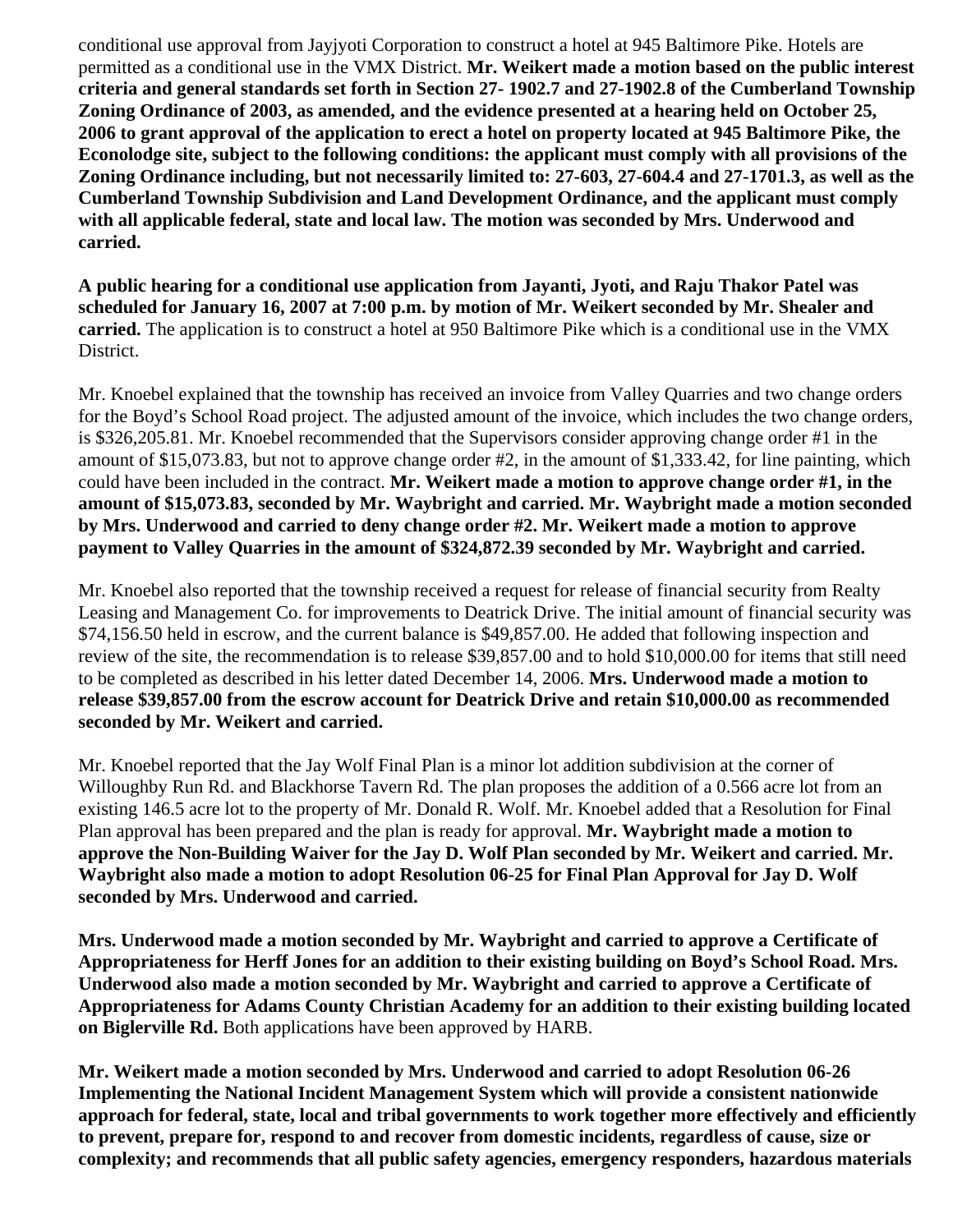conditional use approval from Jayjyoti Corporation to construct a hotel at 945 Baltimore Pike. Hotels are permitted as a conditional use in the VMX District. **Mr. Weikert made a motion based on the public interest criteria and general standards set forth in Section 27- 1902.7 and 27-1902.8 of the Cumberland Township Zoning Ordinance of 2003, as amended, and the evidence presented at a hearing held on October 25, 2006 to grant approval of the application to erect a hotel on property located at 945 Baltimore Pike, the Econolodge site, subject to the following conditions: the applicant must comply with all provisions of the Zoning Ordinance including, but not necessarily limited to: 27-603, 27-604.4 and 27-1701.3, as well as the Cumberland Township Subdivision and Land Development Ordinance, and the applicant must comply with all applicable federal, state and local law. The motion was seconded by Mrs. Underwood and carried.**

**A public hearing for a conditional use application from Jayanti, Jyoti, and Raju Thakor Patel was scheduled for January 16, 2007 at 7:00 p.m. by motion of Mr. Weikert seconded by Mr. Shealer and carried.** The application is to construct a hotel at 950 Baltimore Pike which is a conditional use in the VMX District.

Mr. Knoebel explained that the township has received an invoice from Valley Quarries and two change orders for the Boyd's School Road project. The adjusted amount of the invoice, which includes the two change orders, is $326,205.81. Mr. Knoebel recommended that the Supervisors consider approving change order #1 in the amount of $15,073.83, but not to approve change order #2, in the amount of $1,333.42, for line painting, which could have been included in the contract. **Mr. Weikert made a motion to approve change order #1, in the amount of $15,073.83, seconded by Mr. Waybright and carried. Mr. Waybright made a motion seconded by Mrs. Underwood and carried to deny change order #2. Mr. Weikert made a motion to approve payment to Valley Quarries in the amount of $324,872.39 seconded by Mr. Waybright and carried.**

Mr. Knoebel also reported that the township received a request for release of financial security from Realty Leasing and Management Co. for improvements to Deatrick Drive. The initial amount of financial security was $74,156.50 held in escrow, and the current balance is $49,857.00. He added that following inspection and review of the site, the recommendation is to release $39,857.00 and to hold $10,000.00 for items that still need to be completed as described in his letter dated December 14, 2006. **Mrs. Underwood made a motion to release $39,857.00 from the escrow account for Deatrick Drive and retain $10,000.00 as recommended seconded by Mr. Weikert and carried.**

Mr. Knoebel reported that the Jay Wolf Final Plan is a minor lot addition subdivision at the corner of Willoughby Run Rd. and Blackhorse Tavern Rd. The plan proposes the addition of a 0.566 acre lot from an existing 146.5 acre lot to the property of Mr. Donald R. Wolf. Mr. Knoebel added that a Resolution for Final Plan approval has been prepared and the plan is ready for approval. **Mr. Waybright made a motion to approve the Non-Building Waiver for the Jay D. Wolf Plan seconded by Mr. Weikert and carried. Mr. Waybright also made a motion to adopt Resolution 06-25 for Final Plan Approval for Jay D. Wolf seconded by Mrs. Underwood and carried.**

**Mrs. Underwood made a motion seconded by Mr. Waybright and carried to approve a Certificate of Appropriateness for Herff Jones for an addition to their existing building on Boyd's School Road. Mrs. Underwood also made a motion seconded by Mr. Waybright and carried to approve a Certificate of Appropriateness for Adams County Christian Academy for an addition to their existing building located on Biglerville Rd.** Both applications have been approved by HARB.

**Mr. Weikert made a motion seconded by Mrs. Underwood and carried to adopt Resolution 06-26 Implementing the National Incident Management System which will provide a consistent nationwide approach for federal, state, local and tribal governments to work together more effectively and efficiently to prevent, prepare for, respond to and recover from domestic incidents, regardless of cause, size or complexity; and recommends that all public safety agencies, emergency responders, hazardous materials**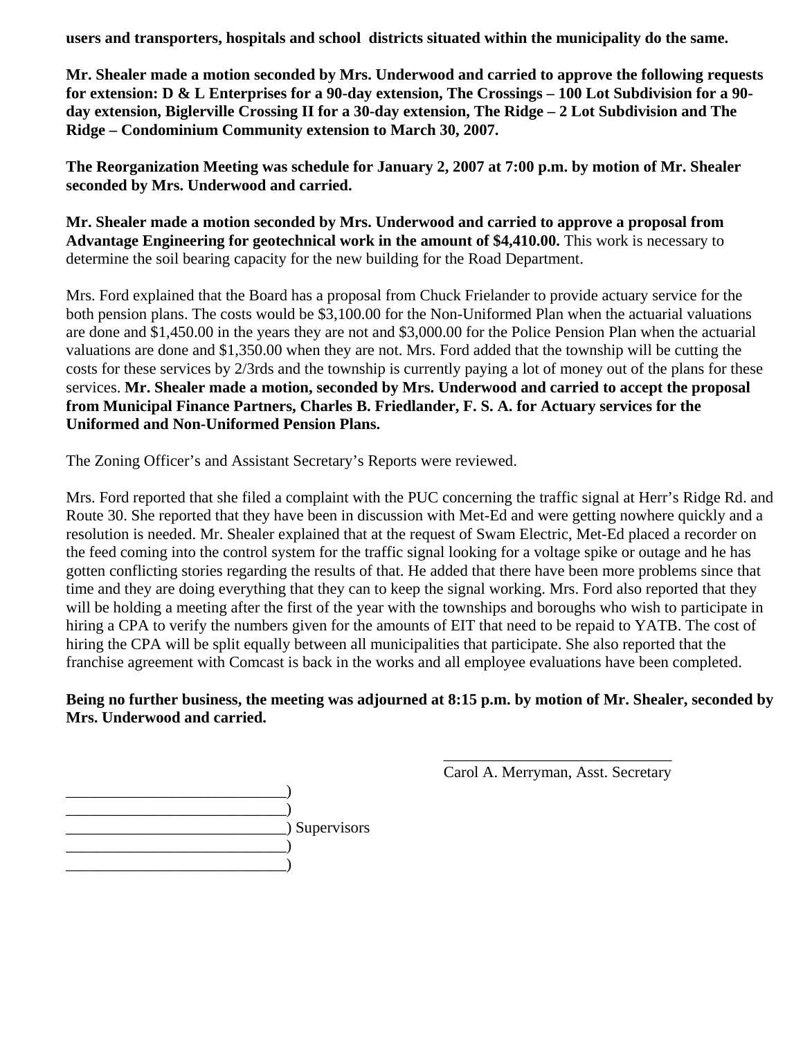**users and transporters, hospitals and school districts situated within the municipality do the same.**

**Mr. Shealer made a motion seconded by Mrs. Underwood and carried to approve the following requests for extension: D & L Enterprises for a 90-day extension, The Crossings – 100 Lot Subdivision for a 90-day extension, Biglerville Crossing II for a 30-day extension, The Ridge – 2 Lot Subdivision and The Ridge – Condominium Community extension to March 30, 2007.**

**The Reorganization Meeting was schedule for January 2, 2007 at 7:00 p.m. by motion of Mr. Shealer seconded by Mrs. Underwood and carried.**

**Mr. Shealer made a motion seconded by Mrs. Underwood and carried to approve a proposal from Advantage Engineering for geotechnical work in the amount of $4,410.00.** This work is necessary to determine the soil bearing capacity for the new building for the Road Department.

Mrs. Ford explained that the Board has a proposal from Chuck Frielander to provide actuary service for the both pension plans. The costs would be $3,100.00 for the Non-Uniformed Plan when the actuarial valuations are done and $1,450.00 in the years they are not and $3,000.00 for the Police Pension Plan when the actuarial valuations are done and $1,350.00 when they are not. Mrs. Ford added that the township will be cutting the costs for these services by 2/3rds and the township is currently paying a lot of money out of the plans for these services. **Mr. Shealer made a motion, seconded by Mrs. Underwood and carried to accept the proposal from Municipal Finance Partners, Charles B. Friedlander, F. S. A. for Actuary services for the Uniformed and Non-Uniformed Pension Plans.**

The Zoning Officer's and Assistant Secretary's Reports were reviewed.

Mrs. Ford reported that she filed a complaint with the PUC concerning the traffic signal at Herr's Ridge Rd. and Route 30. She reported that they have been in discussion with Met-Ed and were getting nowhere quickly and a resolution is needed. Mr. Shealer explained that at the request of Swam Electric, Met-Ed placed a recorder on the feed coming into the control system for the traffic signal looking for a voltage spike or outage and he has gotten conflicting stories regarding the results of that. He added that there have been more problems since that time and they are doing everything that they can to keep the signal working. Mrs. Ford also reported that they will be holding a meeting after the first of the year with the townships and boroughs who wish to participate in hiring a CPA to verify the numbers given for the amounts of EIT that need to be repaid to YATB. The cost of hiring the CPA will be split equally between all municipalities that participate. She also reported that the franchise agreement with Comcast is back in the works and all employee evaluations have been completed.

**Being no further business, the meeting was adjourned at 8:15 p.m. by motion of Mr. Shealer, seconded by Mrs. Underwood and carried.**

_____________________________
Carol A. Merryman, Asst. Secretary

_____________________________)
_____________________________)
_____________________________) Supervisors
_____________________________)
_____________________________)